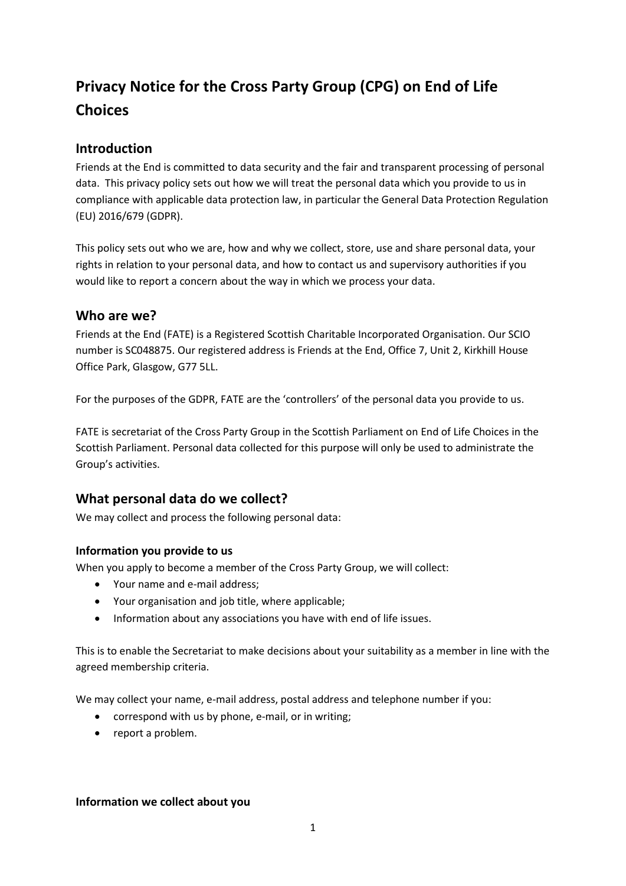# Privacy Notice for the Cross Party Group (CPG) on End of Life Choices

## Introduction

Friends at the End is committed to data security and the fair and transparent processing of personal data. This privacy policy sets out how we will treat the personal data which you provide to us in compliance with applicable data protection law, in particular the General Data Protection Regulation (EU) 2016/679 (GDPR).

This policy sets out who we are, how and why we collect, store, use and share personal data, your rights in relation to your personal data, and how to contact us and supervisory authorities if you would like to report a concern about the way in which we process your data.

## Who are we?

Friends at the End (FATE) is a Registered Scottish Charitable Incorporated Organisation. Our SCIO number is SC048875. Our registered address is Friends at the End, Office 7, Unit 2, Kirkhill House Office Park, Glasgow, G77 5LL.

For the purposes of the GDPR, FATE are the 'controllers' of the personal data you provide to us.

FATE is secretariat of the Cross Party Group in the Scottish Parliament on End of Life Choices in the Scottish Parliament. Personal data collected for this purpose will only be used to administrate the Group's activities.

## What personal data do we collect?

We may collect and process the following personal data:

### Information you provide to us

When you apply to become a member of the Cross Party Group, we will collect:

- Your name and e-mail address;
- Your organisation and job title, where applicable;
- Information about any associations you have with end of life issues.

This is to enable the Secretariat to make decisions about your suitability as a member in line with the agreed membership criteria.

We may collect your name, e-mail address, postal address and telephone number if you:

- correspond with us by phone, e-mail, or in writing;
- report a problem.

### Information we collect about you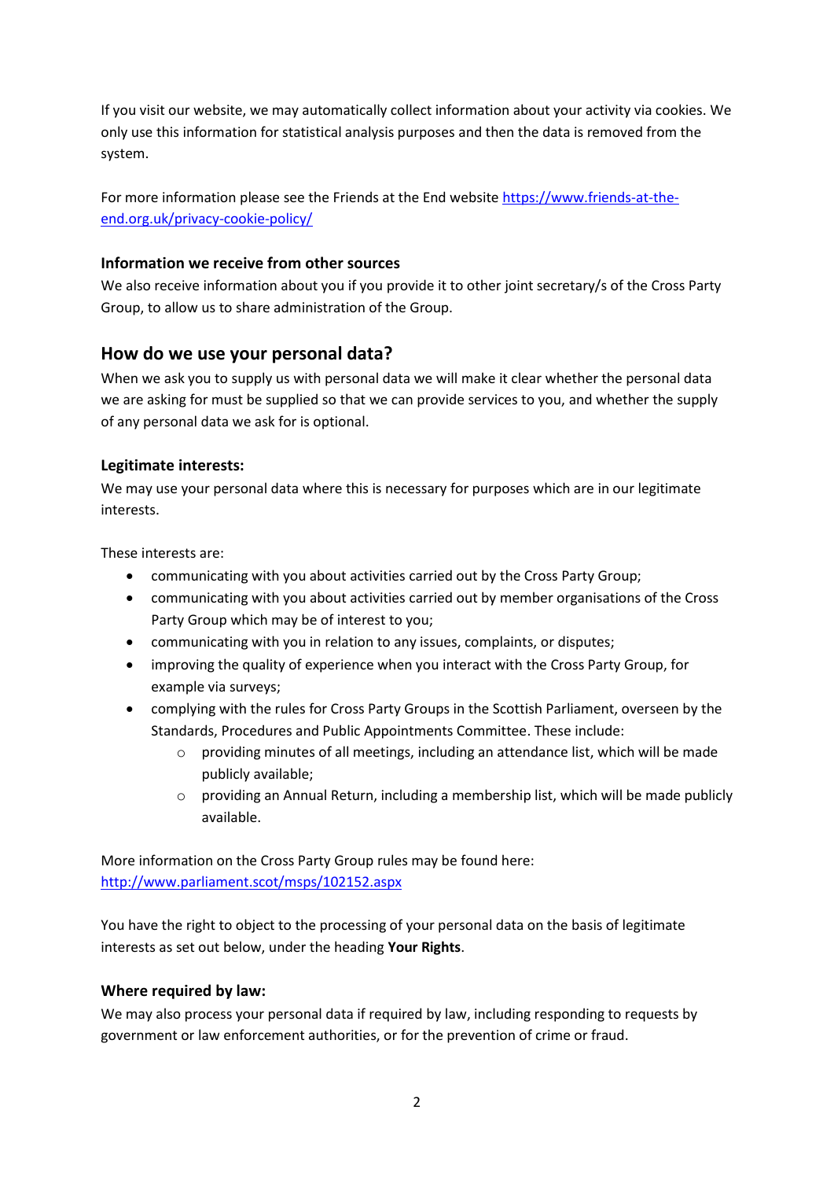If you visit our website, we may automatically collect information about your activity via cookies. We only use this information for statistical analysis purposes and then the data is removed from the system.

For more information please see the Friends at the End website [https://www.friends-at-the-end.org.uk/privacy-cookie-policy/](https://www.friends-at-the-end.org.uk/privacy-cookie-policy/)

### Information we receive from other sources

We also receive information about you if you provide it to other joint secretary/s of the Cross Party Group, to allow us to share administration of the Group.

## How do we use your personal data?

When we ask you to supply us with personal data we will make it clear whether the personal data we are asking for must be supplied so that we can provide services to you, and whether the supply of any personal data we ask for is optional.

### Legitimate interests:

We may use your personal data where this is necessary for purposes which are in our legitimate interests.

These interests are:

- communicating with you about activities carried out by the Cross Party Group;
- communicating with you about activities carried out by member organisations of the Cross Party Group which may be of interest to you;
- communicating with you in relation to any issues, complaints, or disputes;
- improving the quality of experience when you interact with the Cross Party Group, for example via surveys;
- complying with the rules for Cross Party Groups in the Scottish Parliament, overseen by the Standards, Procedures and Public Appointments Committee. These include:
  - providing minutes of all meetings, including an attendance list, which will be made publicly available;
  - providing an Annual Return, including a membership list, which will be made publicly available.

More information on the Cross Party Group rules may be found here: [http://www.parliament.scot/msps/102152.aspx](http://www.parliament.scot/msps/102152.aspx)

You have the right to object to the processing of your personal data on the basis of legitimate interests as set out below, under the heading **Your Rights**.

### Where required by law:

We may also process your personal data if required by law, including responding to requests by government or law enforcement authorities, or for the prevention of crime or fraud.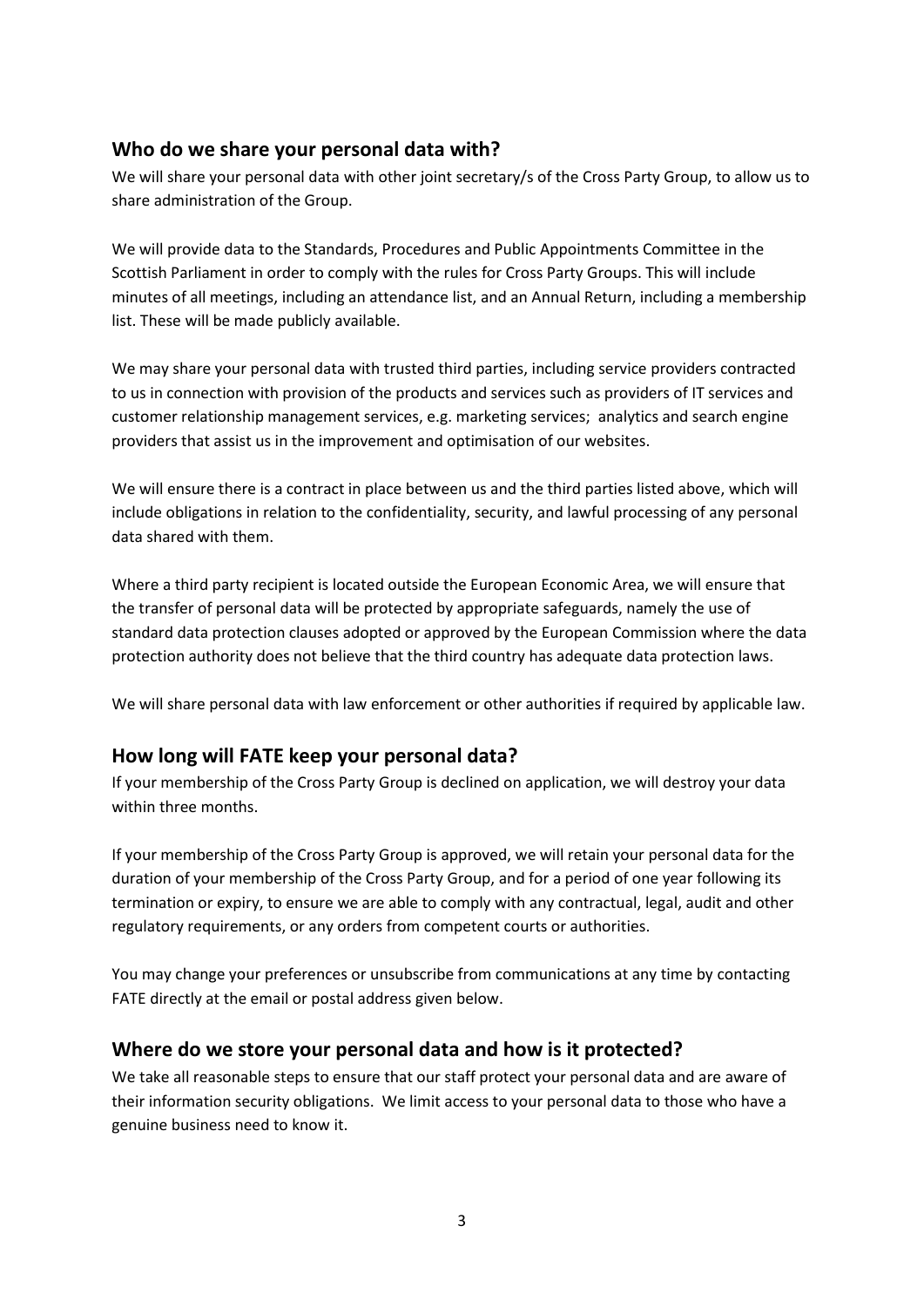## Who do we share your personal data with?

We will share your personal data with other joint secretary/s of the Cross Party Group, to allow us to share administration of the Group.

We will provide data to the Standards, Procedures and Public Appointments Committee in the Scottish Parliament in order to comply with the rules for Cross Party Groups. This will include minutes of all meetings, including an attendance list, and an Annual Return, including a membership list. These will be made publicly available.

We may share your personal data with trusted third parties, including service providers contracted to us in connection with provision of the products and services such as providers of IT services and customer relationship management services, e.g. marketing services; analytics and search engine providers that assist us in the improvement and optimisation of our websites.

We will ensure there is a contract in place between us and the third parties listed above, which will include obligations in relation to the confidentiality, security, and lawful processing of any personal data shared with them.

Where a third party recipient is located outside the European Economic Area, we will ensure that the transfer of personal data will be protected by appropriate safeguards, namely the use of standard data protection clauses adopted or approved by the European Commission where the data protection authority does not believe that the third country has adequate data protection laws.

We will share personal data with law enforcement or other authorities if required by applicable law.

## How long will FATE keep your personal data?

If your membership of the Cross Party Group is declined on application, we will destroy your data within three months.

If your membership of the Cross Party Group is approved, we will retain your personal data for the duration of your membership of the Cross Party Group, and for a period of one year following its termination or expiry, to ensure we are able to comply with any contractual, legal, audit and other regulatory requirements, or any orders from competent courts or authorities.

You may change your preferences or unsubscribe from communications at any time by contacting FATE directly at the email or postal address given below.

## Where do we store your personal data and how is it protected?

We take all reasonable steps to ensure that our staff protect your personal data and are aware of their information security obligations. We limit access to your personal data to those who have a genuine business need to know it.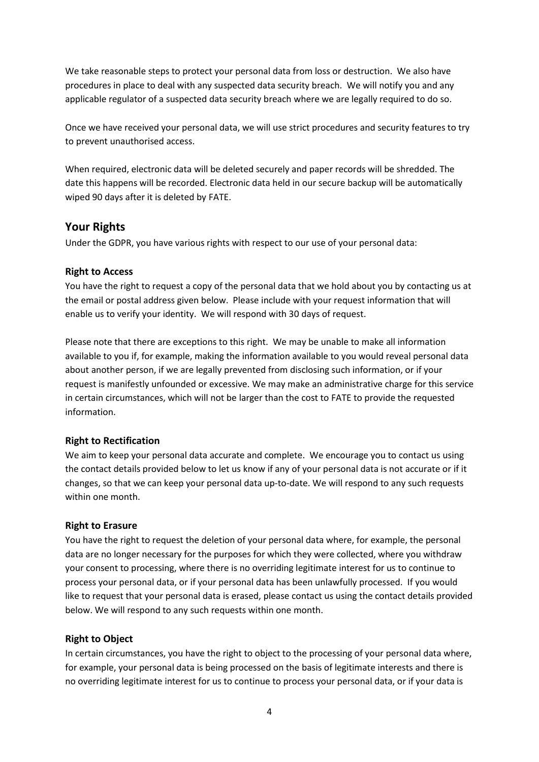We take reasonable steps to protect your personal data from loss or destruction. We also have procedures in place to deal with any suspected data security breach. We will notify you and any applicable regulator of a suspected data security breach where we are legally required to do so.

Once we have received your personal data, we will use strict procedures and security features to try to prevent unauthorised access.

When required, electronic data will be deleted securely and paper records will be shredded. The date this happens will be recorded. Electronic data held in our secure backup will be automatically wiped 90 days after it is deleted by FATE.

## Your Rights

Under the GDPR, you have various rights with respect to our use of your personal data:

### Right to Access

You have the right to request a copy of the personal data that we hold about you by contacting us at the email or postal address given below. Please include with your request information that will enable us to verify your identity. We will respond with 30 days of request.

Please note that there are exceptions to this right. We may be unable to make all information available to you if, for example, making the information available to you would reveal personal data about another person, if we are legally prevented from disclosing such information, or if your request is manifestly unfounded or excessive. We may make an administrative charge for this service in certain circumstances, which will not be larger than the cost to FATE to provide the requested information.

### Right to Rectification

We aim to keep your personal data accurate and complete. We encourage you to contact us using the contact details provided below to let us know if any of your personal data is not accurate or if it changes, so that we can keep your personal data up-to-date. We will respond to any such requests within one month.

### Right to Erasure

You have the right to request the deletion of your personal data where, for example, the personal data are no longer necessary for the purposes for which they were collected, where you withdraw your consent to processing, where there is no overriding legitimate interest for us to continue to process your personal data, or if your personal data has been unlawfully processed. If you would like to request that your personal data is erased, please contact us using the contact details provided below. We will respond to any such requests within one month.

### Right to Object

In certain circumstances, you have the right to object to the processing of your personal data where, for example, your personal data is being processed on the basis of legitimate interests and there is no overriding legitimate interest for us to continue to process your personal data, or if your data is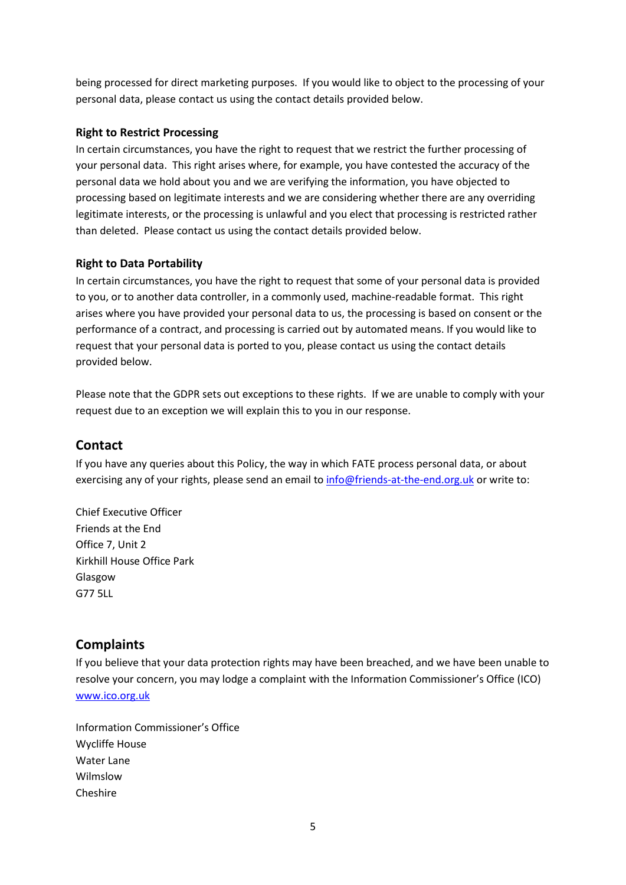being processed for direct marketing purposes. If you would like to object to the processing of your personal data, please contact us using the contact details provided below.

**Right to Restrict Processing**

In certain circumstances, you have the right to request that we restrict the further processing of your personal data. This right arises where, for example, you have contested the accuracy of the personal data we hold about you and we are verifying the information, you have objected to processing based on legitimate interests and we are considering whether there are any overriding legitimate interests, or the processing is unlawful and you elect that processing is restricted rather than deleted. Please contact us using the contact details provided below.

**Right to Data Portability**

In certain circumstances, you have the right to request that some of your personal data is provided to you, or to another data controller, in a commonly used, machine-readable format. This right arises where you have provided your personal data to us, the processing is based on consent or the performance of a contract, and processing is carried out by automated means. If you would like to request that your personal data is ported to you, please contact us using the contact details provided below.

Please note that the GDPR sets out exceptions to these rights. If we are unable to comply with your request due to an exception we will explain this to you in our response.

## Contact

If you have any queries about this Policy, the way in which FATE process personal data, or about exercising any of your rights, please send an email to info@friends-at-the-end.org.uk or write to:

Chief Executive Officer
Friends at the End
Office 7, Unit 2
Kirkhill House Office Park
Glasgow
G77 5LL

## Complaints

If you believe that your data protection rights may have been breached, and we have been unable to resolve your concern, you may lodge a complaint with the Information Commissioner's Office (ICO) www.ico.org.uk

Information Commissioner's Office
Wycliffe House
Water Lane
Wilmslow
Cheshire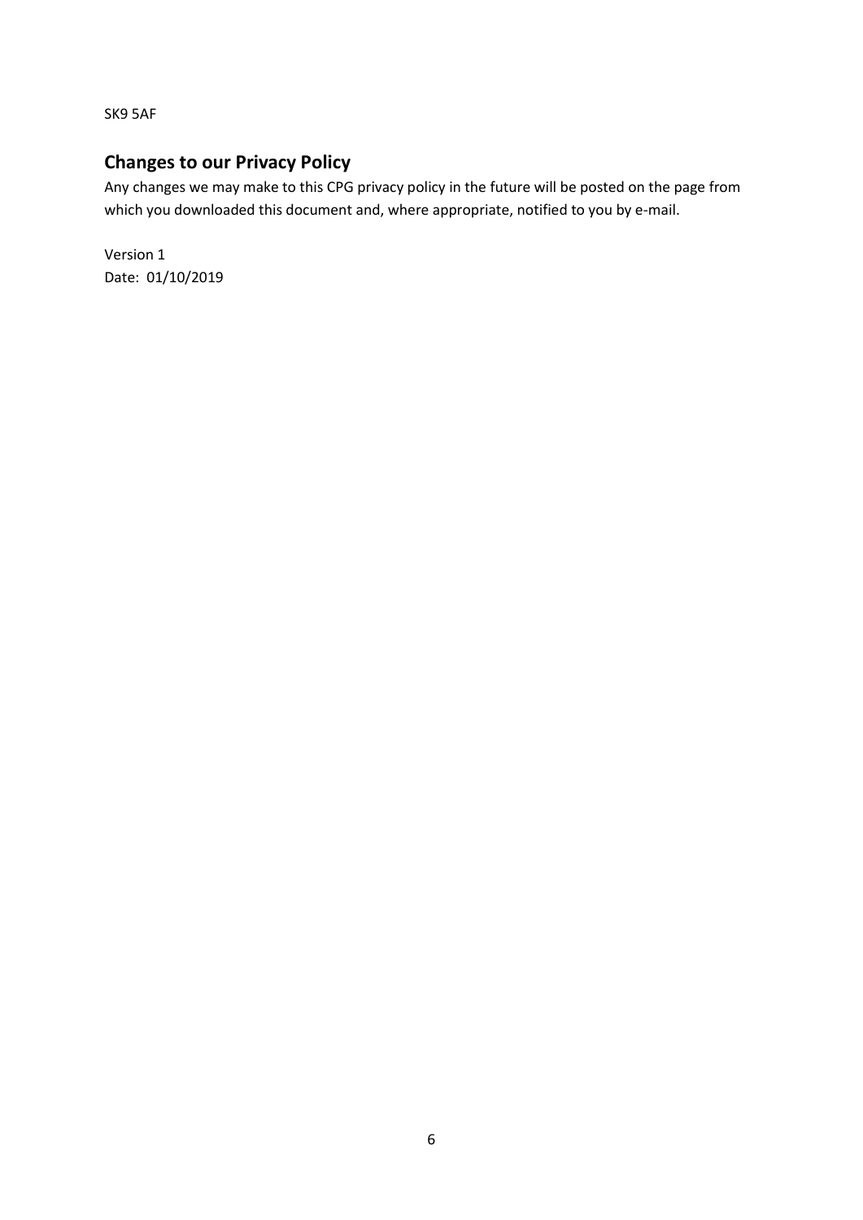SK9 5AF

## Changes to our Privacy Policy

Any changes we may make to this CPG privacy policy in the future will be posted on the page from which you downloaded this document and, where appropriate, notified to you by e-mail.

Version 1
Date: 01/10/2019